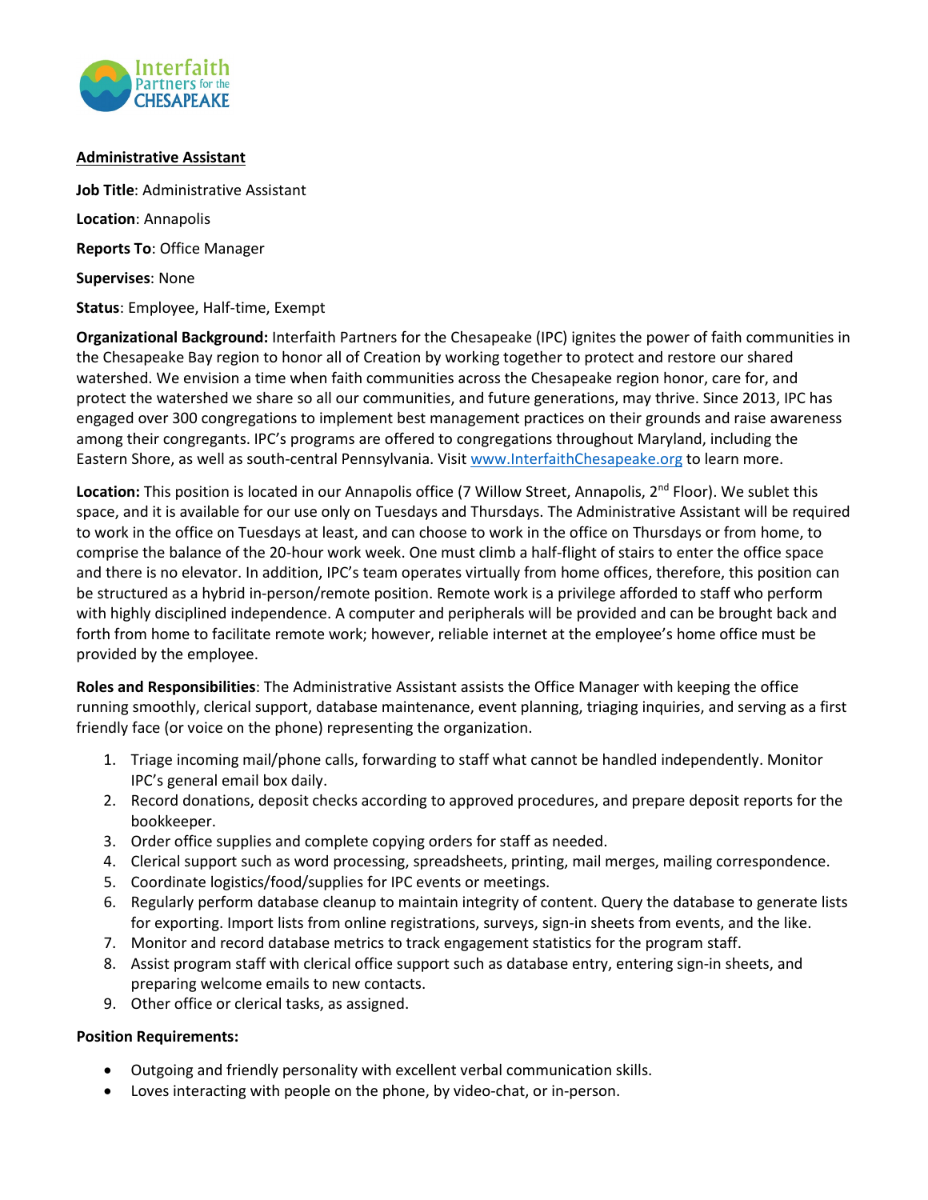**Administrative Assistant**

**Job Title**: Administrative Assistant

**Location**: Annapolis

**Reports To**: Office Manager

**Supervises**: None

**Status**: Employee, Half-time, Exempt

**Organizational Background:** Interfaith Partners for the Chesapeake (IPC) ignites the power of faith communities in the Chesapeake Bay region to honor all of Creation by working together to protect and restore our shared watershed. We envision a time when faith communities across the Chesapeake region honor, care for, and protect the watershed we share so all our communities, and future generations, may thrive. Since 2013, IPC has engaged over 300 congregations to implement best management practices on their grounds and raise awareness among their congregants. IPC's programs are offered to congregations throughout Maryland, including the Eastern Shore, as well as south-central Pennsylvania. Visit [www.InterfaithChesapeake.org](www.InterfaithChesapeake.org) to learn more.

**Location:** This position is located in our Annapolis office (7 Willow Street, Annapolis, 2nd Floor). We sublet this space, and it is available for our use only on Tuesdays and Thursdays. The Administrative Assistant will be required to work in the office on Tuesdays at least, and can choose to work in the office on Thursdays or from home, to comprise the balance of the 20-hour work week. One must climb a half-flight of stairs to enter the office space and there is no elevator. In addition, IPC's team operates virtually from home offices, therefore, this position can be structured as a hybrid in-person/remote position. Remote work is a privilege afforded to staff who perform with highly disciplined independence. A computer and peripherals will be provided and can be brought back and forth from home to facilitate remote work; however, reliable internet at the employee's home office must be provided by the employee.

**Roles and Responsibilities**: The Administrative Assistant assists the Office Manager with keeping the office running smoothly, clerical support, database maintenance, event planning, triaging inquiries, and serving as a first friendly face (or voice on the phone) representing the organization.

1. Triage incoming mail/phone calls, forwarding to staff what cannot be handled independently. Monitor IPC's general email box daily.
2. Record donations, deposit checks according to approved procedures, and prepare deposit reports for the bookkeeper.
3. Order office supplies and complete copying orders for staff as needed.
4. Clerical support such as word processing, spreadsheets, printing, mail merges, mailing correspondence.
5. Coordinate logistics/food/supplies for IPC events or meetings.
6. Regularly perform database cleanup to maintain integrity of content. Query the database to generate lists for exporting. Import lists from online registrations, surveys, sign-in sheets from events, and the like.
7. Monitor and record database metrics to track engagement statistics for the program staff.
8. Assist program staff with clerical office support such as database entry, entering sign-in sheets, and preparing welcome emails to new contacts.
9. Other office or clerical tasks, as assigned.

**Position Requirements:**

- Outgoing and friendly personality with excellent verbal communication skills.
- Loves interacting with people on the phone, by video-chat, or in-person.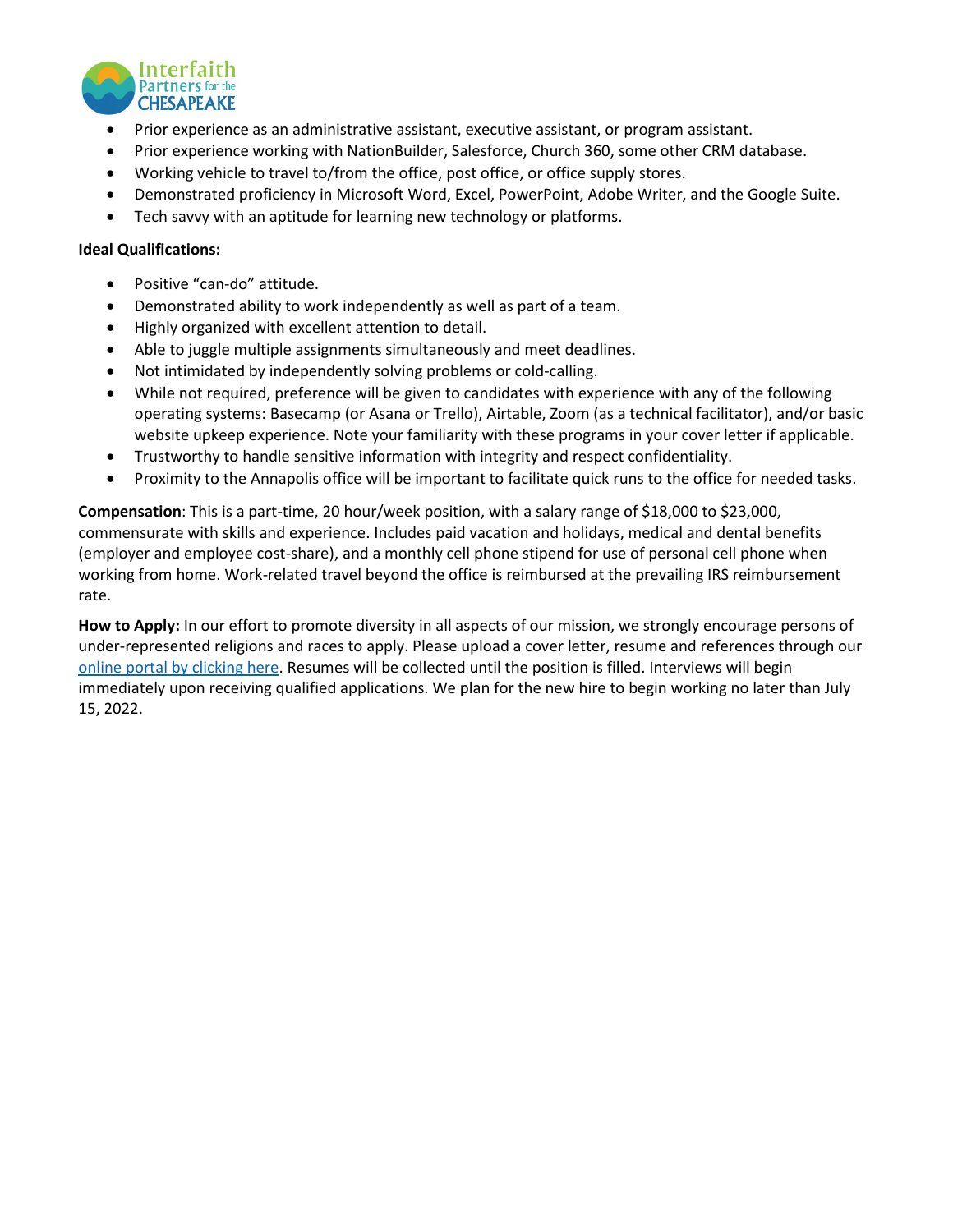- Prior experience as an administrative assistant, executive assistant, or program assistant.
- Prior experience working with NationBuilder, Salesforce, Church 360, some other CRM database.
- Working vehicle to travel to/from the office, post office, or office supply stores.
- Demonstrated proficiency in Microsoft Word, Excel, PowerPoint, Adobe Writer, and the Google Suite.
- Tech savvy with an aptitude for learning new technology or platforms.

**Ideal Qualifications:**

- Positive "can-do" attitude.
- Demonstrated ability to work independently as well as part of a team.
- Highly organized with excellent attention to detail.
- Able to juggle multiple assignments simultaneously and meet deadlines.
- Not intimidated by independently solving problems or cold-calling.
- While not required, preference will be given to candidates with experience with any of the following operating systems: Basecamp (or Asana or Trello), Airtable, Zoom (as a technical facilitator), and/or basic website upkeep experience. Note your familiarity with these programs in your cover letter if applicable.
- Trustworthy to handle sensitive information with integrity and respect confidentiality.
- Proximity to the Annapolis office will be important to facilitate quick runs to the office for needed tasks.

**Compensation**: This is a part-time, 20 hour/week position, with a salary range of $18,000 to $23,000, commensurate with skills and experience. Includes paid vacation and holidays, medical and dental benefits (employer and employee cost-share), and a monthly cell phone stipend for use of personal cell phone when working from home. Work-related travel beyond the office is reimbursed at the prevailing IRS reimbursement rate.

**How to Apply:** In our effort to promote diversity in all aspects of our mission, we strongly encourage persons of under-represented religions and races to apply. Please upload a cover letter, resume and references through our online portal by clicking here. Resumes will be collected until the position is filled. Interviews will begin immediately upon receiving qualified applications. We plan for the new hire to begin working no later than July 15, 2022.